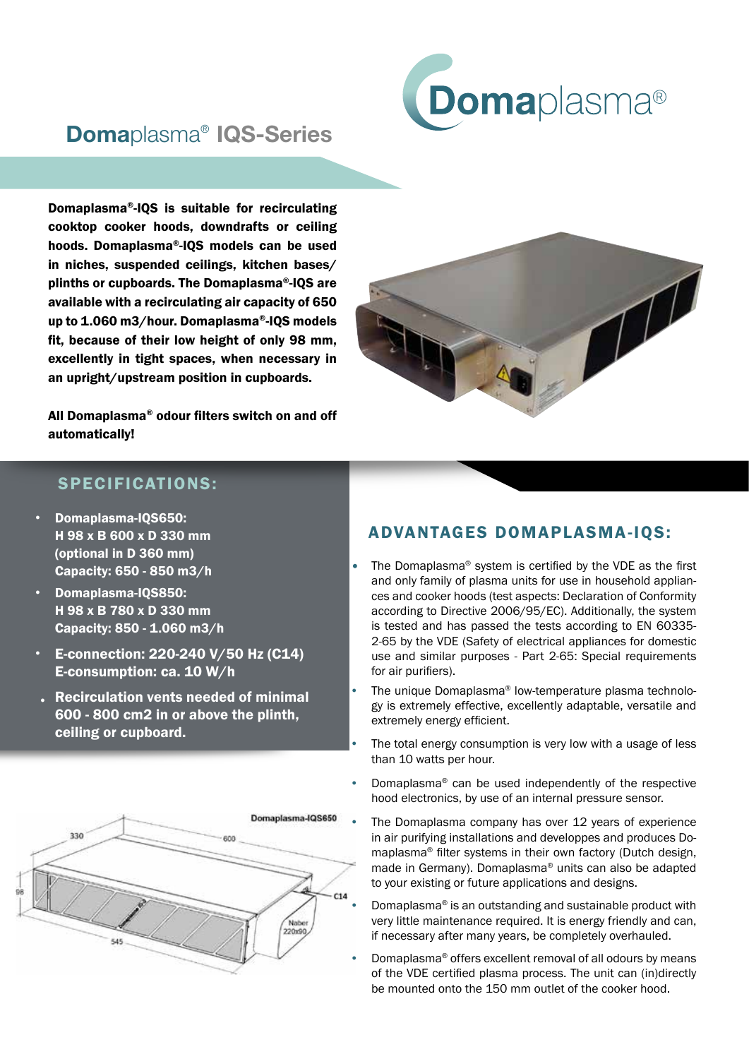# Domaplasma® IQS-Series

**Domaplasma®-IQS is suitable for recirculating cooktop cooker hoods, downdrafts or ceiling hoods. Domaplasma®-IQS models can be used in niches, suspended ceilings, kitchen bases/ plinths or cupboards. The Domaplasma®-IQS are available with a recirculating air capacity of 650 up to 1.060 m3/hour. Domaplasma®-IQS models fit, because of their low height of only 98 mm, excellently in tight spaces, when necessary in an upright/upstream position in cupboards.**

**All Domaplasma® odour filters switch on and off automatically!**

## SPECIFICATIONS:

- **Domaplasma-IQS650:**
  **H 98 x B 600 x D 330 mm**
  **(optional in D 360 mm)**
  **Capacity: 650 - 850 m3/h**
- **Domaplasma-IQS850:**
  **H 98 x B 780 x D 330 mm**
  **Capacity: 850 - 1.060 m3/h**
- **E-connection: 220-240 V/50 Hz (C14)**
  **E-consumption: ca. 10 W/h**
- **Recirculation vents needed of minimal 600 - 800 cm2 in or above the plinth, ceiling or cupboard.**

## ADVANTAGES DOMAPLASMA-IQS:

- The Domaplasma® system is certified by the VDE as the first and only family of plasma units for use in household appliances and cooker hoods (test aspects: Declaration of Conformity according to Directive 2006/95/EC). Additionally, the system is tested and has passed the tests according to EN 60335-2-65 by the VDE (Safety of electrical appliances for domestic use and similar purposes - Part 2-65: Special requirements for air purifiers).
- The unique Domaplasma® low-temperature plasma technology is extremely effective, excellently adaptable, versatile and extremely energy efficient.
- The total energy consumption is very low with a usage of less than 10 watts per hour.
- Domaplasma® can be used independently of the respective hood electronics, by use of an internal pressure sensor.
- The Domaplasma company has over 12 years of experience in air purifying installations and developpes and produces Domaplasma® filter systems in their own factory (Dutch design, made in Germany). Domaplasma® units can also be adapted to your existing or future applications and designs.
- Domaplasma® is an outstanding and sustainable product with very little maintenance required. It is energy friendly and can, if necessary after many years, be completely overhauled.
- Domaplasma® offers excellent removal of all odours by means of the VDE certified plasma process. The unit can (in)directly be mounted onto the 150 mm outlet of the cooker hood.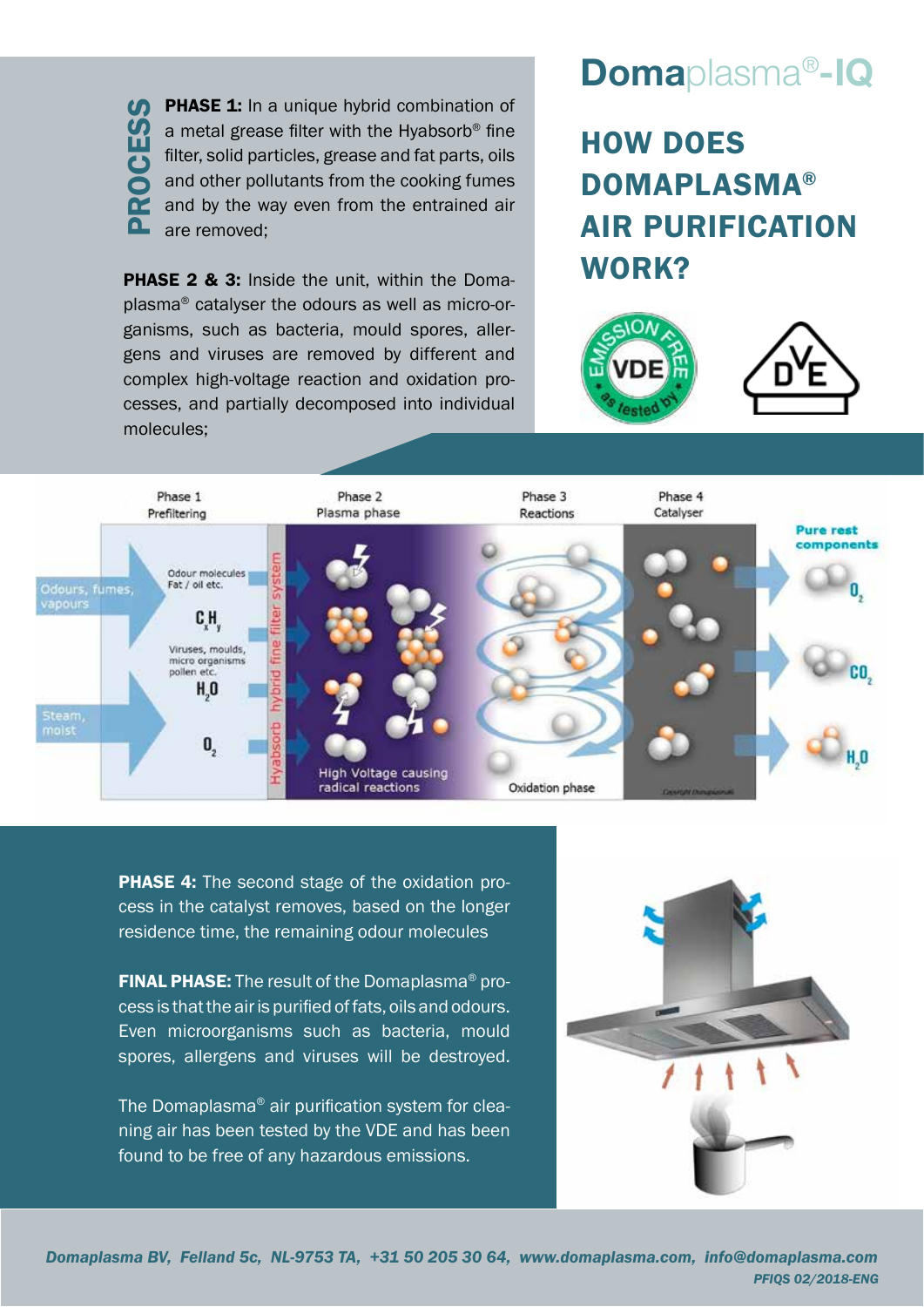# Domaplasma®-IQ

## HOW DOES DOMAPLASMA® AIR PURIFICATION WORK?

**PROCESS**

**PHASE 1:** In a unique hybrid combination of a metal grease filter with the Hyabsorb® fine filter, solid particles, grease and fat parts, oils and other pollutants from the cooking fumes and by the way even from the entrained air are removed;

**PHASE 2 & 3:** Inside the unit, within the Domaplasma® catalyser the odours as well as micro-organisms, such as bacteria, mould spores, allergens and viruses are removed by different and complex high-voltage reaction and oxidation processes, and partially decomposed into individual molecules;

EMISSION FREE as tested by VDE

Phase 1
Prefiltering

Phase 2
Plasma phase

Phase 3
Reactions

Phase 4
Catalyser

Odours, fumes, vapours

Steam, moist

Odour molecules
Fat / oil etc.

$C_xH_y$

Viruses, moulds, micro organisms pollen etc.

$H_2O$

$O_2$

Hyabsorb hybrid fine filter system

High Voltage causing radical reactions

Oxidation phase

Pure rest components

$O_2$

$CO_2$

$H_2O$

**PHASE 4:** The second stage of the oxidation process in the catalyst removes, based on the longer residence time, the remaining odour molecules

**FINAL PHASE:** The result of the Domaplasma® process is that the air is purified of fats, oils and odours. Even microorganisms such as bacteria, mould spores, allergens and viruses will be destroyed.

The Domaplasma® air purification system for cleaning air has been tested by the VDE and has been found to be free of any hazardous emissions.

*Domaplasma BV, Felland 5c, NL-9753 TA, +31 50 205 30 64, www.domaplasma.com, info@domaplasma.com*

*PFIQS 02/2018-ENG*